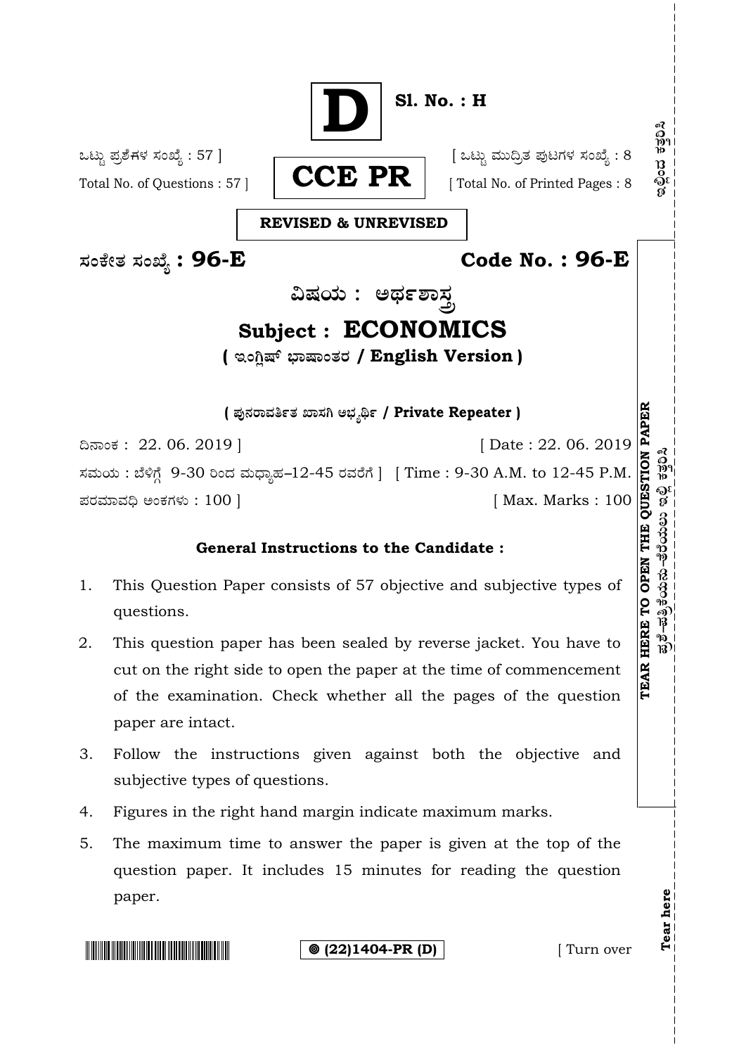**D**

**Sl. No. : H**

ಒಟ್ಟು ಪ್ರಶ್ನೆಗಳ ಸಂಖ್ಯೆ : 57 ]
Total No. of Questions : 57 ]

**CCE PR**

[ ಒಟ್ಟು ಮುದ್ರಿತ ಪುಟಗಳ ಸಂಖ್ಯೆ : 8
[ Total No. of Printed Pages : 8

**REVISED & UNREVISED**

**ಸಂಕೇತ ಸಂಖ್ಯೆ : 96-E** **Code No. : 96-E**

## ವಿಷಯ : ಅರ್ಥಶಾಸ್ತ್ರ

## Subject : ECONOMICS

**( ಇಂಗ್ಲಿಷ್ ಭಾಷಾಂತರ / English Version )**

**( ಪುನರಾವರ್ತಿತ ಖಾಸಗಿ ಅಭ್ಯರ್ಥಿ / Private Repeater )**

ದಿನಾಂಕ : 22. 06. 2019 ] [ Date : 22. 06. 2019

ಸಮಯ : ಬೆಳಿಗ್ಗೆ 9-30 ರಿಂದ ಮಧ್ಯಾಹ್ನ–12-45 ರವರೆಗೆ ] [ Time : 9-30 A.M. to 12-45 P.M.

ಪರಮಾವಧಿ ಅಂಕಗಳು : 100 ] [ Max. Marks : 100

### General Instructions to the Candidate :

1. This Question Paper consists of 57 objective and subjective types of questions.
2. This question paper has been sealed by reverse jacket. You have to cut on the right side to open the paper at the time of commencement of the examination. Check whether all the pages of the question paper are intact.
3. Follow the instructions given against both the objective and subjective types of questions.
4. Figures in the right hand margin indicate maximum marks.
5. The maximum time to answer the paper is given at the top of the question paper. It includes 15 minutes for reading the question paper.

**(22)1404-PR (D)** [ Turn over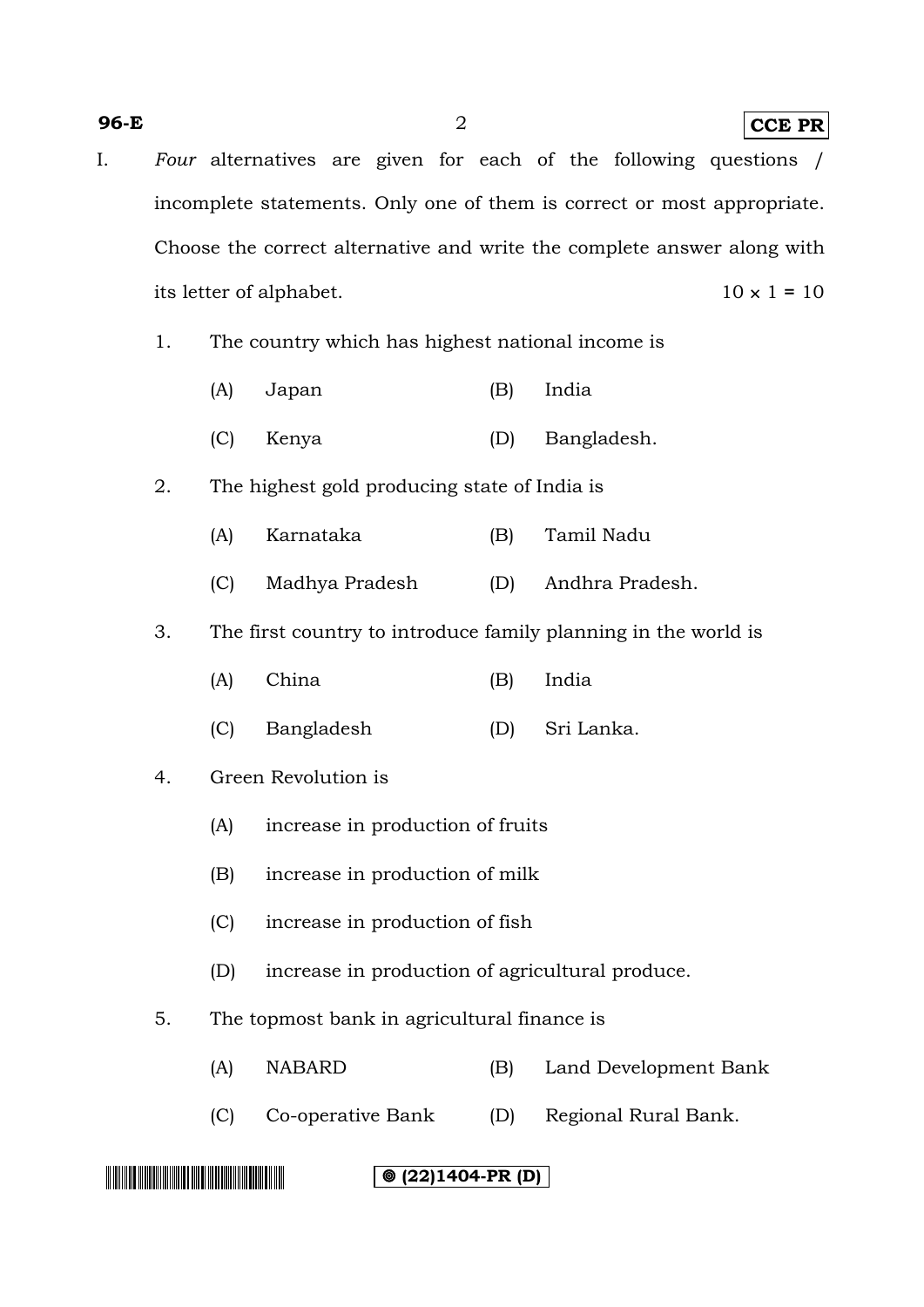I. *Four* alternatives are given for each of the following questions / incomplete statements. Only one of them is correct or most appropriate. Choose the correct alternative and write the complete answer along with its letter of alphabet. $10 \times 1 = 10$

1. The country which has highest national income is
   - (A) Japan
   - (B) India
   - (C) Kenya
   - (D) Bangladesh.

2. The highest gold producing state of India is
   - (A) Karnataka
   - (B) Tamil Nadu
   - (C) Madhya Pradesh
   - (D) Andhra Pradesh.

3. The first country to introduce family planning in the world is
   - (A) China
   - (B) India
   - (C) Bangladesh
   - (D) Sri Lanka.

4. Green Revolution is
   - (A) increase in production of fruits
   - (B) increase in production of milk
   - (C) increase in production of fish
   - (D) increase in production of agricultural produce.

5. The topmost bank in agricultural finance is
   - (A) NABARD
   - (B) Land Development Bank
   - (C) Co-operative Bank
   - (D) Regional Rural Bank.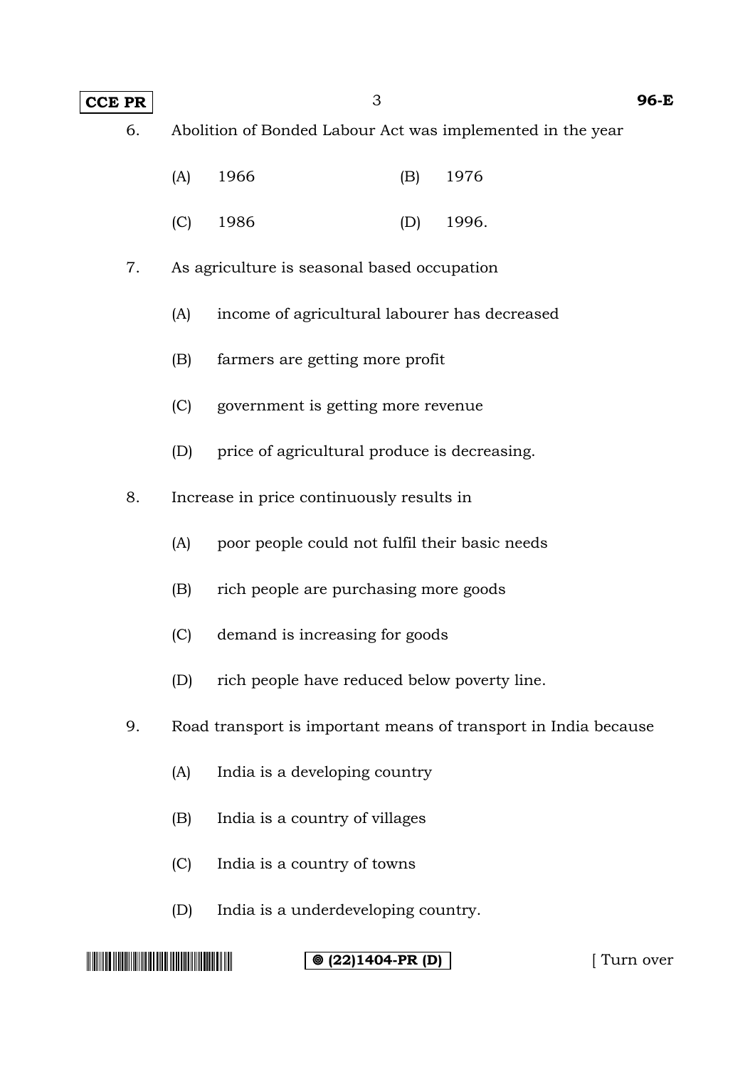6. Abolition of Bonded Labour Act was implemented in the year

   (A) 1966 (B) 1976

   (C) 1986 (D) 1996.

7. As agriculture is seasonal based occupation

   (A) income of agricultural labourer has decreased

   (B) farmers are getting more profit

   (C) government is getting more revenue

   (D) price of agricultural produce is decreasing.

8. Increase in price continuously results in

   (A) poor people could not fulfil their basic needs

   (B) rich people are purchasing more goods

   (C) demand is increasing for goods

   (D) rich people have reduced below poverty line.

9. Road transport is important means of transport in India because

   (A) India is a developing country

   (B) India is a country of villages

   (C) India is a country of towns

   (D) India is a underdeveloping country.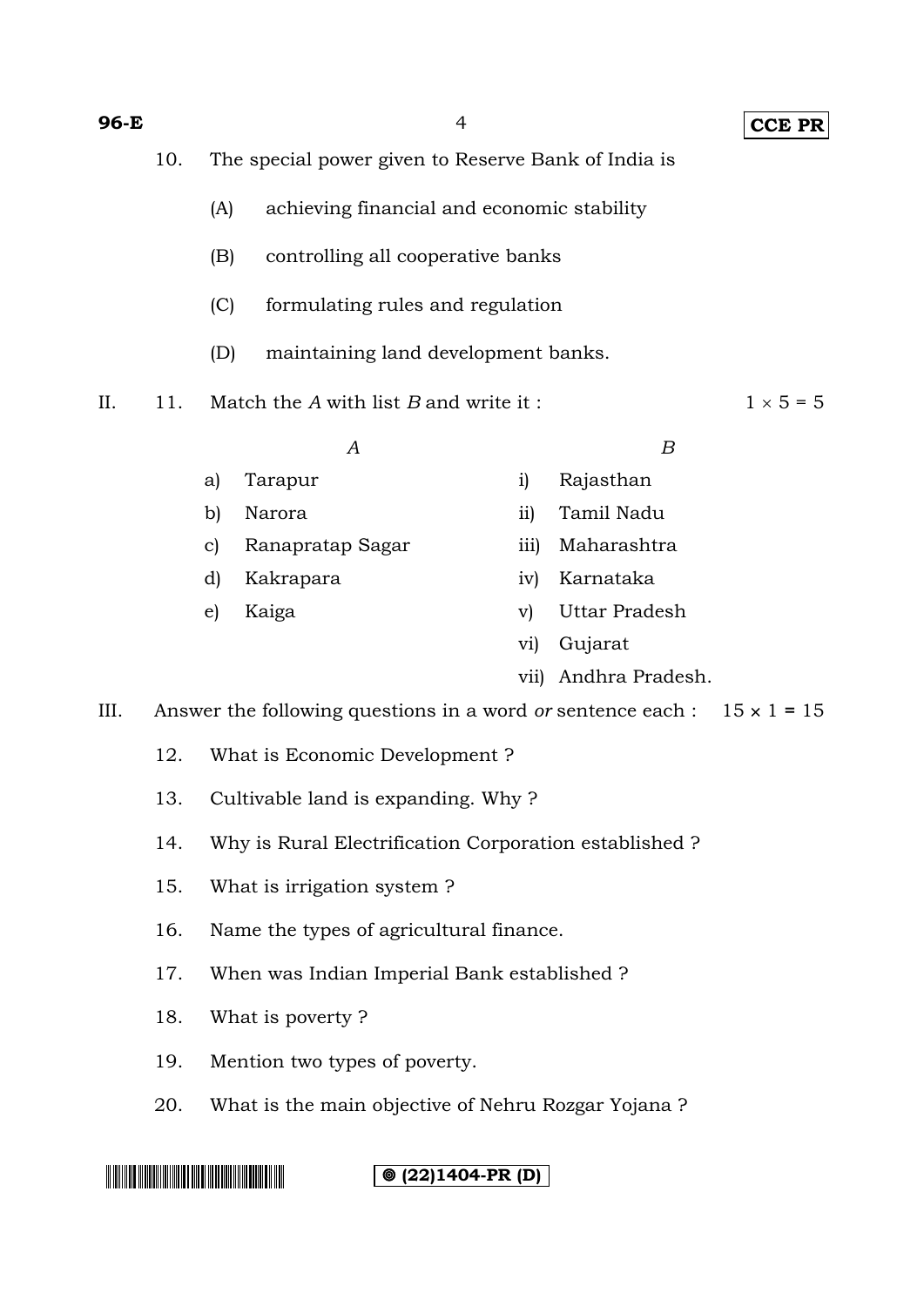10. The special power given to Reserve Bank of India is

   (A) achieving financial and economic stability

   (B) controlling all cooperative banks

   (C) formulating rules and regulation

   (D) maintaining land development banks.

II. 11. Match the *A* with list *B* and write it : 1 × 5 = 5

| | *A* | | *B* |
|---|---|---|---|
| a) | Tarapur | i) | Rajasthan |
| b) | Narora | ii) | Tamil Nadu |
| c) | Ranapratap Sagar | iii) | Maharashtra |
| d) | Kakrapara | iv) | Karnataka |
| e) | Kaiga | v) | Uttar Pradesh |
| | | vi) | Gujarat |
| | | vii) | Andhra Pradesh. |

III. Answer the following questions in a word *or* sentence each : 15 × 1 = 15

12. What is Economic Development ?

13. Cultivable land is expanding. Why ?

14. Why is Rural Electrification Corporation established ?

15. What is irrigation system ?

16. Name the types of agricultural finance.

17. When was Indian Imperial Bank established ?

18. What is poverty ?

19. Mention two types of poverty.

20. What is the main objective of Nehru Rozgar Yojana ?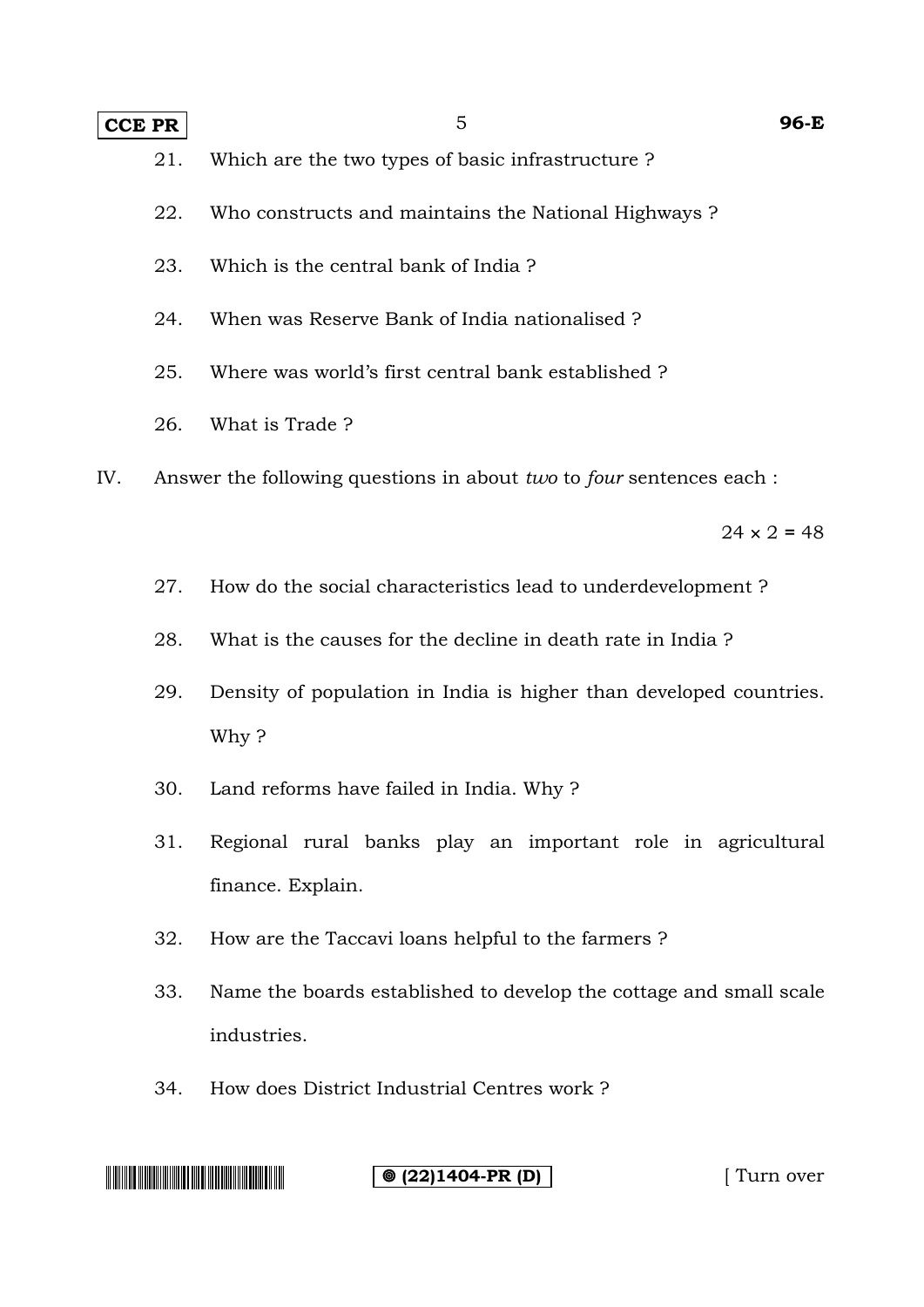21. Which are the two types of basic infrastructure ?

22. Who constructs and maintains the National Highways ?

23. Which is the central bank of India ?

24. When was Reserve Bank of India nationalised ?

25. Where was world's first central bank established ?

26. What is Trade ?

IV. Answer the following questions in about *two* to *four* sentences each :

$24 \times 2 = 48$

27. How do the social characteristics lead to underdevelopment ?

28. What is the causes for the decline in death rate in India ?

29. Density of population in India is higher than developed countries. Why ?

30. Land reforms have failed in India. Why ?

31. Regional rural banks play an important role in agricultural finance. Explain.

32. How are the Taccavi loans helpful to the farmers ?

33. Name the boards established to develop the cottage and small scale industries.

34. How does District Industrial Centres work ?

[ Turn over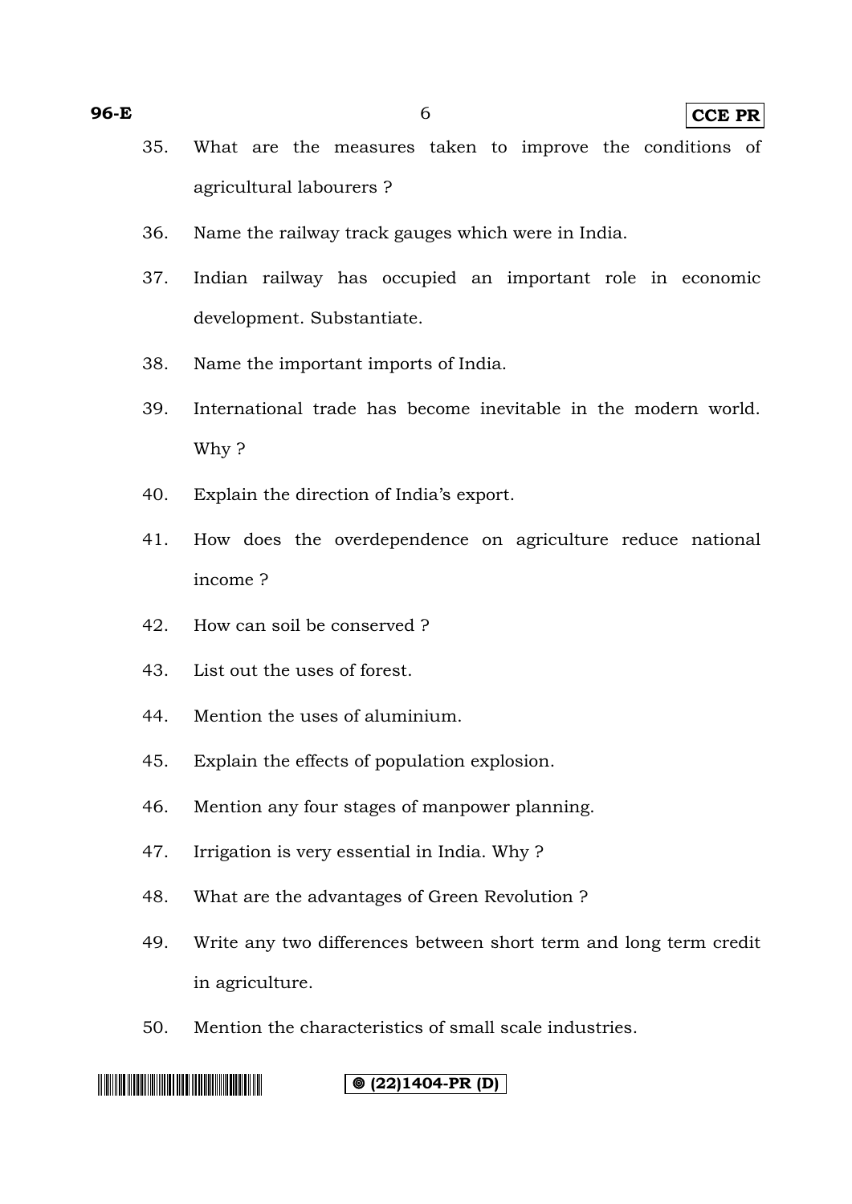35. What are the measures taken to improve the conditions of agricultural labourers ?

36. Name the railway track gauges which were in India.

37. Indian railway has occupied an important role in economic development. Substantiate.

38. Name the important imports of India.

39. International trade has become inevitable in the modern world. Why ?

40. Explain the direction of India's export.

41. How does the overdependence on agriculture reduce national income ?

42. How can soil be conserved ?

43. List out the uses of forest.

44. Mention the uses of aluminium.

45. Explain the effects of population explosion.

46. Mention any four stages of manpower planning.

47. Irrigation is very essential in India. Why ?

48. What are the advantages of Green Revolution ?

49. Write any two differences between short term and long term credit in agriculture.

50. Mention the characteristics of small scale industries.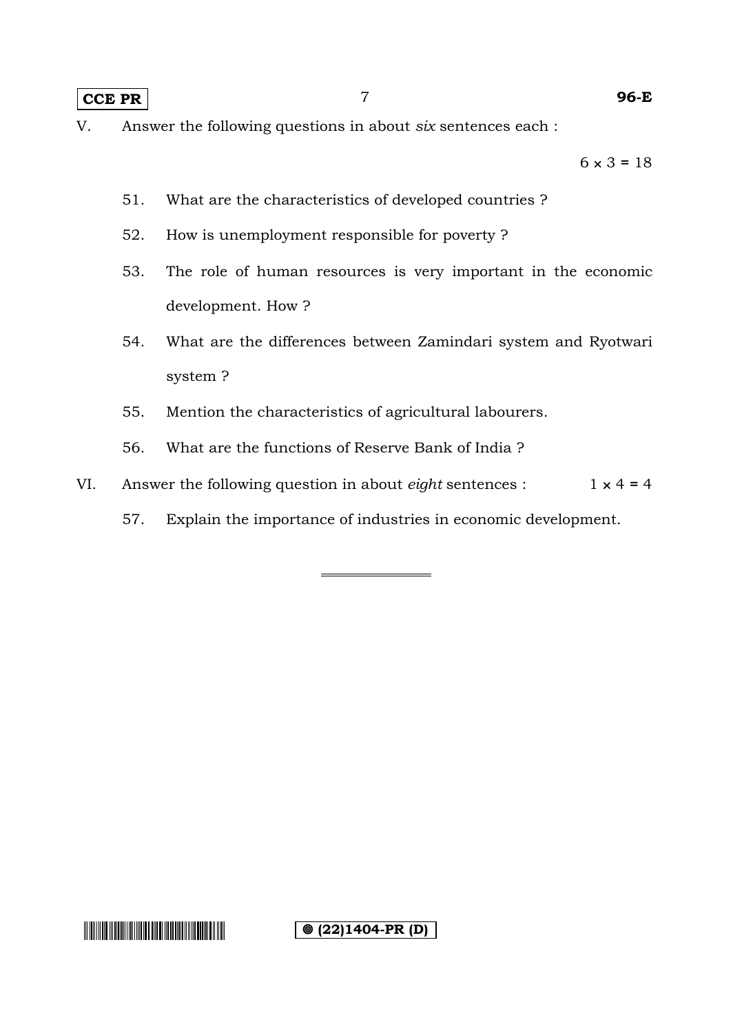V. Answer the following questions in about *six* sentences each :

$6 \times 3 = 18$

51. What are the characteristics of developed countries ?

52. How is unemployment responsible for poverty ?

53. The role of human resources is very important in the economic development. How ?

54. What are the differences between Zamindari system and Ryotwari system ?

55. Mention the characteristics of agricultural labourers.

56. What are the functions of Reserve Bank of India ?

VI. Answer the following question in about *eight* sentences : $1 \times 4 = 4$

57. Explain the importance of industries in economic development.